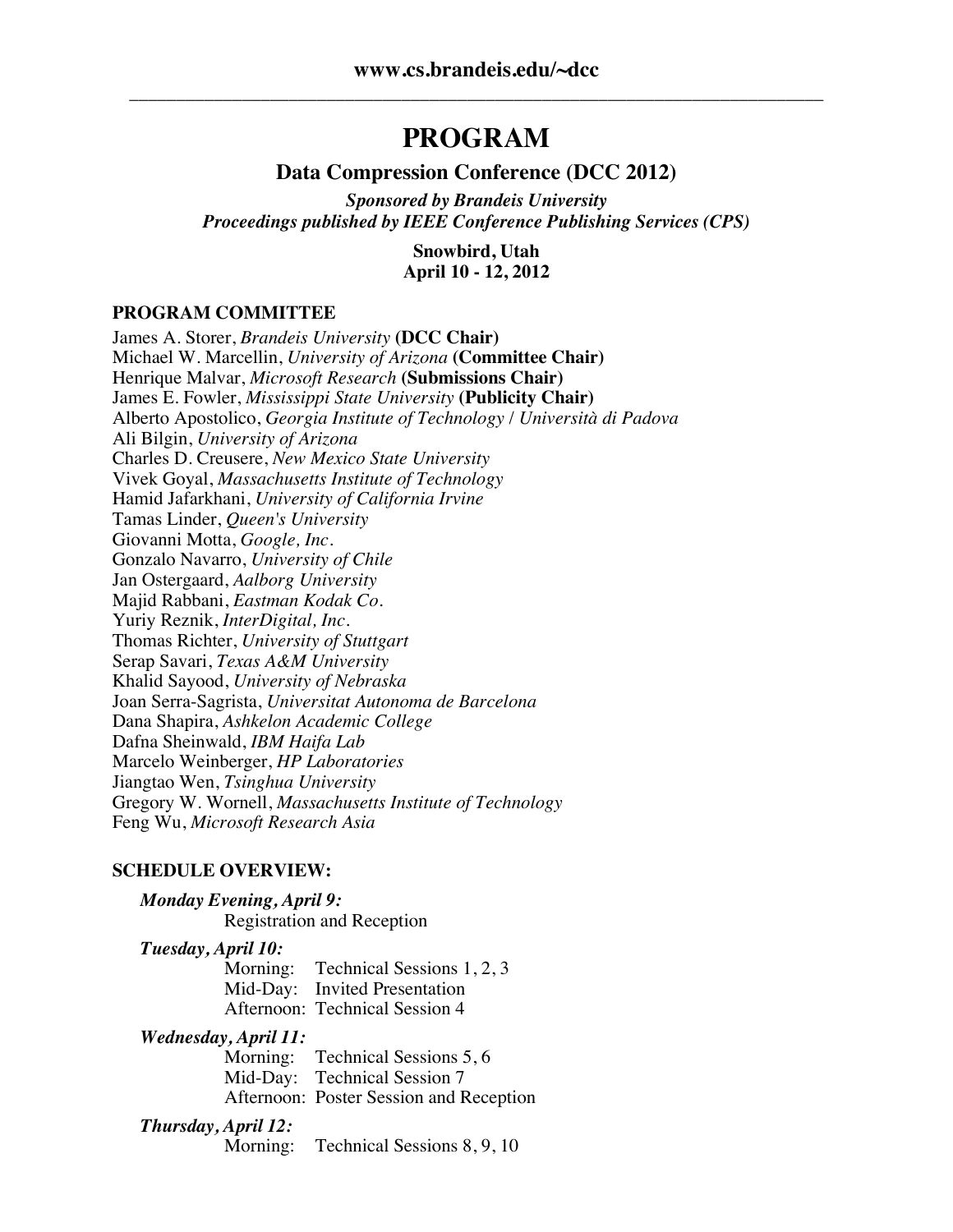www.cs.brandeis.edu/~dcc

---

# PROGRAM

## Data Compression Conference (DCC 2012)

***Sponsored by Brandeis University***
***Proceedings published by IEEE Conference Publishing Services (CPS)***

**Snowbird, Utah**
**April 10 - 12, 2012**

### PROGRAM COMMITTEE

James A. Storer, *Brandeis University* **(DCC Chair)**
Michael W. Marcellin, *University of Arizona* **(Committee Chair)**
Henrique Malvar, *Microsoft Research* **(Submissions Chair)**
James E. Fowler, *Mississippi State University* **(Publicity Chair)**
Alberto Apostolico, *Georgia Institute of Technology / Università di Padova*
Ali Bilgin, *University of Arizona*
Charles D. Creusere, *New Mexico State University*
Vivek Goyal, *Massachusetts Institute of Technology*
Hamid Jafarkhani, *University of California Irvine*
Tamas Linder, *Queen's University*
Giovanni Motta, *Google, Inc.*
Gonzalo Navarro, *University of Chile*
Jan Ostergaard, *Aalborg University*
Majid Rabbani, *Eastman Kodak Co.*
Yuriy Reznik, *InterDigital, Inc.*
Thomas Richter, *University of Stuttgart*
Serap Savari, *Texas A&M University*
Khalid Sayood, *University of Nebraska*
Joan Serra-Sagrista, *Universitat Autonoma de Barcelona*
Dana Shapira, *Ashkelon Academic College*
Dafna Sheinwald, *IBM Haifa Lab*
Marcelo Weinberger, *HP Laboratories*
Jiangtao Wen, *Tsinghua University*
Gregory W. Wornell, *Massachusetts Institute of Technology*
Feng Wu, *Microsoft Research Asia*

### SCHEDULE OVERVIEW:

***Monday Evening, April 9:***
Registration and Reception

***Tuesday, April 10:***
Morning: Technical Sessions 1, 2, 3
Mid-Day: Invited Presentation
Afternoon: Technical Session 4

***Wednesday, April 11:***
Morning: Technical Sessions 5, 6
Mid-Day: Technical Session 7
Afternoon: Poster Session and Reception

***Thursday, April 12:***
Morning: Technical Sessions 8, 9, 10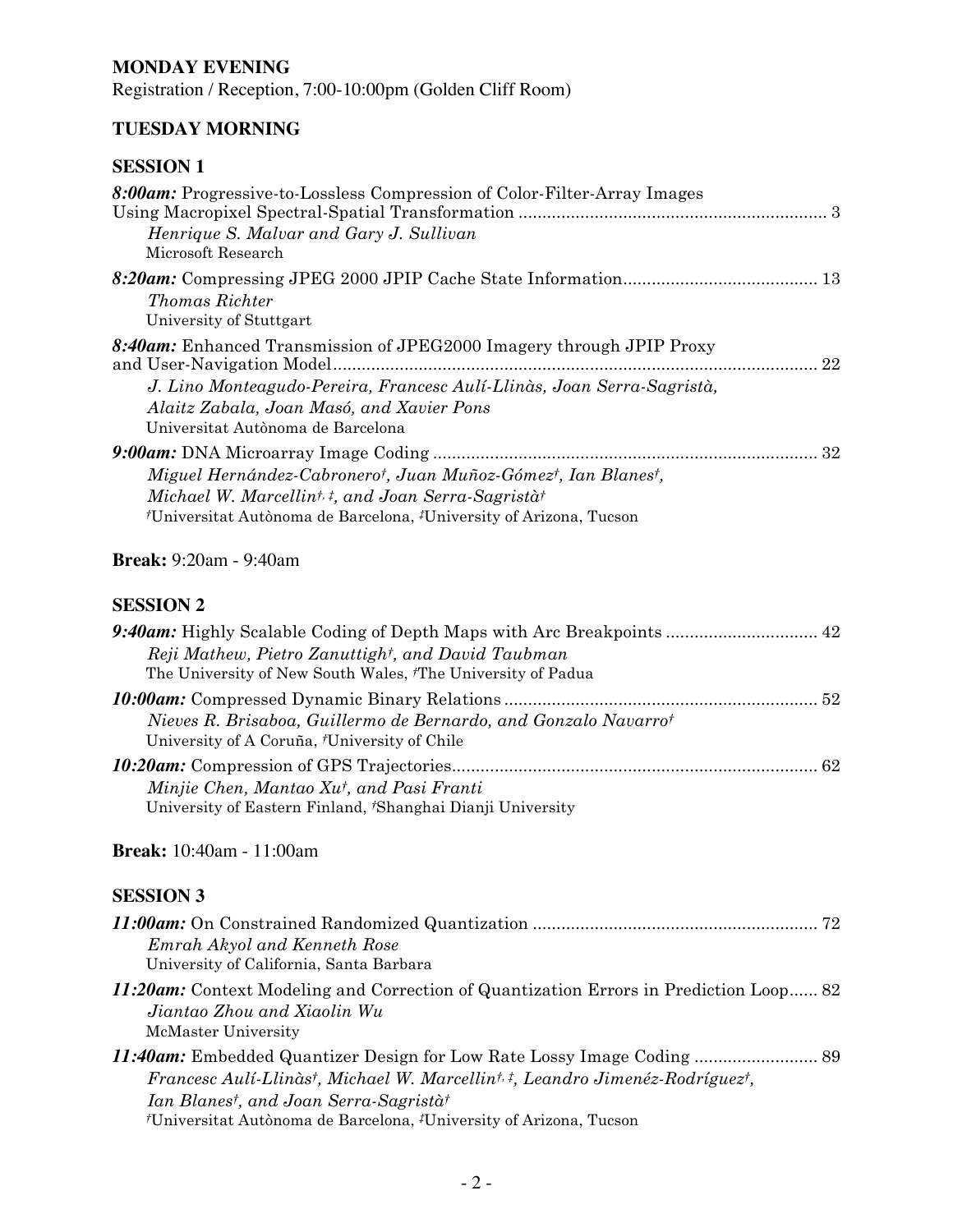**MONDAY EVENING**

Registration / Reception, 7:00-10:00pm (Golden Cliff Room)

**TUESDAY MORNING**

**SESSION 1**

***8:00am:*** Progressive-to-Lossless Compression of Color-Filter-Array Images Using Macropixel Spectral-Spatial Transformation ................................................................ 3
*Henrique S. Malvar and Gary J. Sullivan*
Microsoft Research

***8:20am:*** Compressing JPEG 2000 JPIP Cache State Information........................................ 13
*Thomas Richter*
University of Stuttgart

***8:40am:*** Enhanced Transmission of JPEG2000 Imagery through JPIP Proxy and User-Navigation Model...................................................................................................... 22
*J. Lino Monteagudo-Pereira, Francesc Aulí-Llinàs, Joan Serra-Sagristà, Alaitz Zabala, Joan Masó, and Xavier Pons*
Universitat Autònoma de Barcelona

***9:00am:*** DNA Microarray Image Coding ................................................................................ 32
*Miguel Hernández-Cabronero[†], Juan Muñoz-Gómez[†], Ian Blanes[†], Michael W. Marcellin[†, ‡], and Joan Serra-Sagristà[†]*
[†]Universitat Autònoma de Barcelona, [‡]University of Arizona, Tucson

**Break:** 9:20am - 9:40am

**SESSION 2**

***9:40am:*** Highly Scalable Coding of Depth Maps with Arc Breakpoints ................................ 42
*Reji Mathew, Pietro Zanuttigh[†], and David Taubman*
The University of New South Wales, [†]The University of Padua

***10:00am:*** Compressed Dynamic Binary Relations ................................................................. 52
*Nieves R. Brisaboa, Guillermo de Bernardo, and Gonzalo Navarro[†]*
University of A Coruña, [†]University of Chile

***10:20am:*** Compression of GPS Trajectories............................................................................ 62
*Minjie Chen, Mantao Xu[†], and Pasi Franti*
University of Eastern Finland, [†]Shanghai Dianji University

**Break:** 10:40am - 11:00am

**SESSION 3**

***11:00am:*** On Constrained Randomized Quantization ........................................................... 72
*Emrah Akyol and Kenneth Rose*
University of California, Santa Barbara

***11:20am:*** Context Modeling and Correction of Quantization Errors in Prediction Loop...... 82
*Jiantao Zhou and Xiaolin Wu*
McMaster University

***11:40am:*** Embedded Quantizer Design for Low Rate Lossy Image Coding .......................... 89
*Francesc Aulí-Llinàs[†], Michael W. Marcellin[†, ‡], Leandro Jiménéz-Rodríguez[†], Ian Blanes[†], and Joan Serra-Sagristà[†]*
[†]Universitat Autònoma de Barcelona, [‡]University of Arizona, Tucson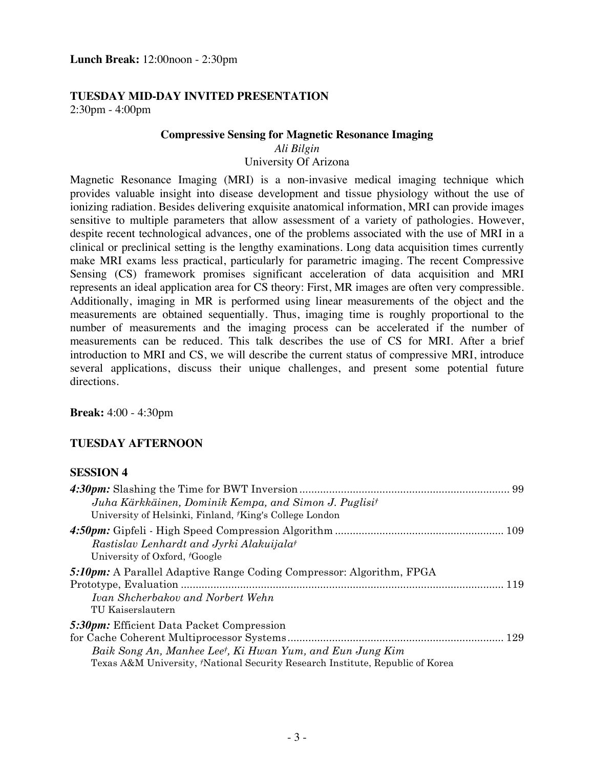**Lunch Break:** 12:00noon - 2:30pm

## TUESDAY MID-DAY INVITED PRESENTATION

2:30pm - 4:00pm

### Compressive Sensing for Magnetic Resonance Imaging

*Ali Bilgin*
University Of Arizona

Magnetic Resonance Imaging (MRI) is a non-invasive medical imaging technique which provides valuable insight into disease development and tissue physiology without the use of ionizing radiation. Besides delivering exquisite anatomical information, MRI can provide images sensitive to multiple parameters that allow assessment of a variety of pathologies. However, despite recent technological advances, one of the problems associated with the use of MRI in a clinical or preclinical setting is the lengthy examinations. Long data acquisition times currently make MRI exams less practical, particularly for parametric imaging. The recent Compressive Sensing (CS) framework promises significant acceleration of data acquisition and MRI represents an ideal application area for CS theory: First, MR images are often very compressible. Additionally, imaging in MR is performed using linear measurements of the object and the measurements are obtained sequentially. Thus, imaging time is roughly proportional to the number of measurements and the imaging process can be accelerated if the number of measurements can be reduced. This talk describes the use of CS for MRI. After a brief introduction to MRI and CS, we will describe the current status of compressive MRI, introduce several applications, discuss their unique challenges, and present some potential future directions.

**Break:** 4:00 - 4:30pm

## TUESDAY AFTERNOON

### SESSION 4

***4:30pm:*** Slashing the Time for BWT Inversion ........ 99
*Juha Kärkkäinen, Dominik Kempa, and Simon J. Puglisi*†
University of Helsinki, Finland, †King's College London

***4:50pm:*** Gipfeli - High Speed Compression Algorithm ........ 109
*Rastislav Lenhardt and Jyrki Alakuijala*†
University of Oxford, †Google

***5:10pm:*** A Parallel Adaptive Range Coding Compressor: Algorithm, FPGA Prototype, Evaluation ........ 119
*Ivan Shcherbakov and Norbert Wehn*
TU Kaiserslautern

***5:30pm:*** Efficient Data Packet Compression for Cache Coherent Multiprocessor Systems ........ 129
*Baik Song An, Manhee Lee*†*, Ki Hwan Yum, and Eun Jung Kim*
Texas A&M University, †National Security Research Institute, Republic of Korea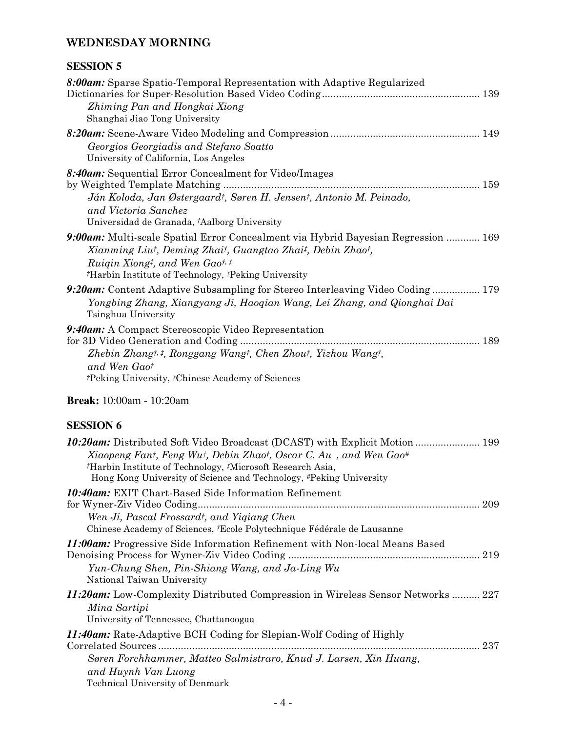## WEDNESDAY MORNING

### SESSION 5

***8:00am:*** Sparse Spatio-Temporal Representation with Adaptive Regularized Dictionaries for Super-Resolution Based Video Coding ........................................................ 139
*Zhiming Pan and Hongkai Xiong*
Shanghai Jiao Tong University

***8:20am:*** Scene-Aware Video Modeling and Compression .................................................... 149
*Georgios Georgiadis and Stefano Soatto*
University of California, Los Angeles

***8:40am:*** Sequential Error Concealment for Video/Images by Weighted Template Matching ........................................................................................... 159
*Ján Koloda, Jan Østergaard†, Søren H. Jensen†, Antonio M. Peinado, and Victoria Sanchez*
Universidad de Granada, †Aalborg University

***9:00am:*** Multi-scale Spatial Error Concealment via Hybrid Bayesian Regression ............ 169
*Xianming Liu†, Deming Zhai†, Guangtao Zhai‡, Debin Zhao†, Ruiqin Xiong‡, and Wen Gao†, ‡*
†Harbin Institute of Technology, ‡Peking University

***9:20am:*** Content Adaptive Subsampling for Stereo Interleaving Video Coding ................. 179
*Yongbing Zhang, Xiangyang Ji, Haoqian Wang, Lei Zhang, and Qionghai Dai*
Tsinghua University

***9:40am:*** A Compact Stereoscopic Video Representation for 3D Video Generation and Coding .................................................................................... 189
*Zhebin Zhang†, ‡, Ronggang Wang†, Chen Zhou†, Yizhou Wang†, and Wen Gao†*
†Peking University, ‡Chinese Academy of Sciences

**Break:** 10:00am - 10:20am

### SESSION 6

***10:20am:*** Distributed Soft Video Broadcast (DCAST) with Explicit Motion ....................... 199
*Xiaopeng Fan†, Feng Wu‡, Debin Zhao†, Oscar C. Au , and Wen Gao#*
†Harbin Institute of Technology, ‡Microsoft Research Asia, Hong Kong University of Science and Technology, #Peking University

***10:40am:*** EXIT Chart-Based Side Information Refinement for Wyner-Ziv Video Coding.................................................................................................... 209
*Wen Ji, Pascal Frossard†, and Yiqiang Chen*
Chinese Academy of Sciences, †Ecole Polytechnique Fédérale de Lausanne

***11:00am:*** Progressive Side Information Refinement with Non-local Means Based Denoising Process for Wyner-Ziv Video Coding .................................................................... 219
*Yun-Chung Shen, Pin-Shiang Wang, and Ja-Ling Wu*
National Taiwan University

***11:20am:*** Low-Complexity Distributed Compression in Wireless Sensor Networks .......... 227
*Mina Sartipi*
University of Tennessee, Chattanoogaa

***11:40am:*** Rate-Adaptive BCH Coding for Slepian-Wolf Coding of Highly Correlated Sources ................................................................................................................ 237
*Søren Forchhammer, Matteo Salmistraro, Knud J. Larsen, Xin Huang, and Huynh Van Luong*
Technical University of Denmark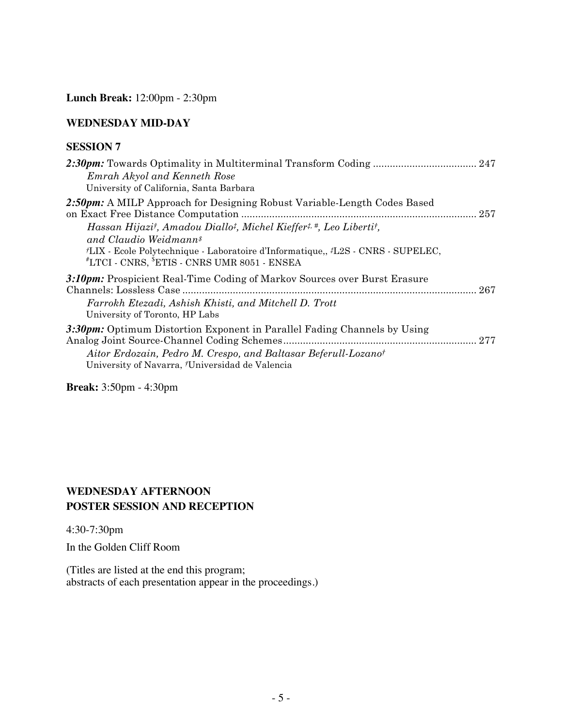**Lunch Break:** 12:00pm - 2:30pm

### WEDNESDAY MID-DAY

### SESSION 7

***2:30pm:*** Towards Optimality in Multiterminal Transform Coding ..................................... 247
*Emrah Akyol and Kenneth Rose*
University of California, Santa Barbara

***2:50pm:*** A MILP Approach for Designing Robust Variable-Length Codes Based on Exact Free Distance Computation ..................................................................................... 257
*Hassan Hijazi[†], Amadou Diallo[‡], Michel Kieffer[‡, #], Leo Liberti[†], and Claudio Weidmann[$]*
[†]LIX - Ecole Polytechnique - Laboratoire d'Informatique,, [‡]L2S - CNRS - SUPELEC, [#]LTCI - CNRS, [$]ETIS - CNRS UMR 8051 - ENSEA

***3:10pm:*** Prospicient Real-Time Coding of Markov Sources over Burst Erasure Channels: Lossless Case .......................................................................................................... 267
*Farrokh Etezadi, Ashish Khisti, and Mitchell D. Trott*
University of Toronto, HP Labs

***3:30pm:*** Optimum Distortion Exponent in Parallel Fading Channels by Using Analog Joint Source-Channel Coding Schemes..................................................................... 277
*Aitor Erdozain, Pedro M. Crespo, and Baltasar Beferull-Lozano[†]*
University of Navarra, [†]Universidad de Valencia

**Break:** 3:50pm - 4:30pm

### WEDNESDAY AFTERNOON
### POSTER SESSION AND RECEPTION

4:30-7:30pm

In the Golden Cliff Room

(Titles are listed at the end this program;
abstracts of each presentation appear in the proceedings.)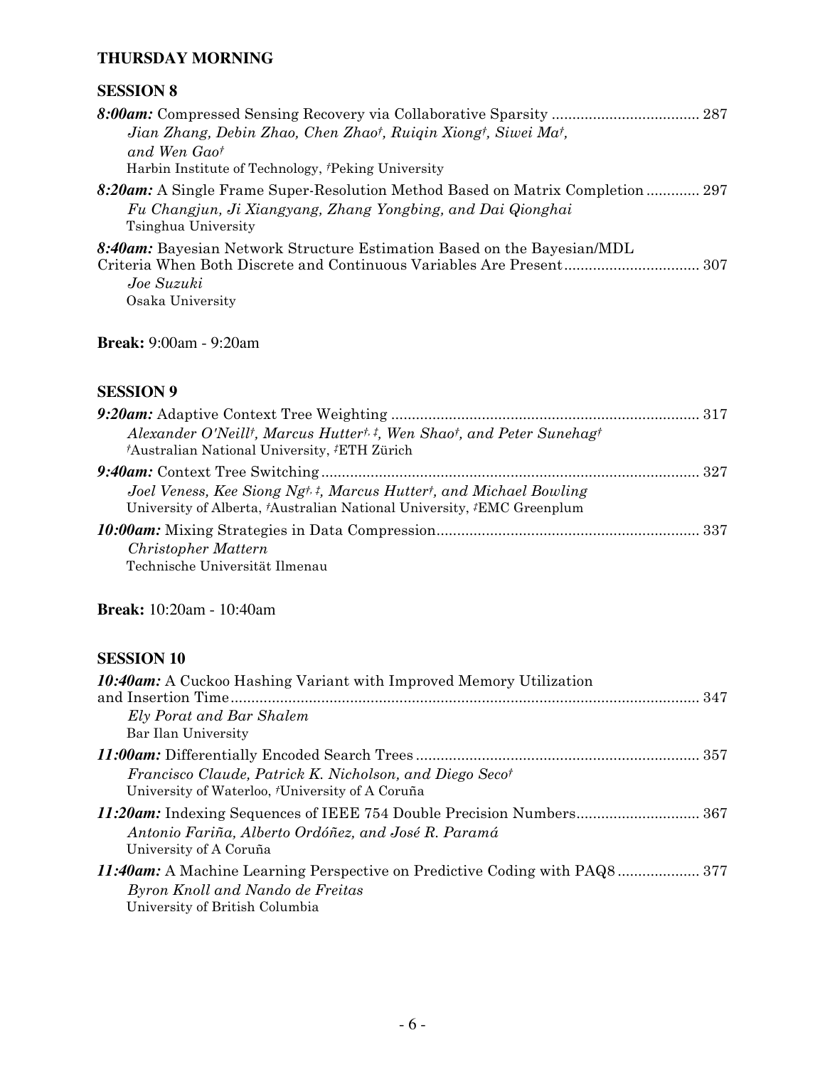## THURSDAY MORNING

### SESSION 8

***8:00am:*** Compressed Sensing Recovery via Collaborative Sparsity .................................... 287
*Jian Zhang, Debin Zhao, Chen Zhao*[†]*, Ruiqin Xiong*[†]*, Siwei Ma*[†]*, and Wen Gao*[†]
Harbin Institute of Technology, [†]Peking University

***8:20am:*** A Single Frame Super-Resolution Method Based on Matrix Completion ............. 297
*Fu Changjun, Ji Xiangyang, Zhang Yongbing, and Dai Qionghai*
Tsinghua University

***8:40am:*** Bayesian Network Structure Estimation Based on the Bayesian/MDL Criteria When Both Discrete and Continuous Variables Are Present................................. 307
*Joe Suzuki*
Osaka University

**Break:** 9:00am - 9:20am

### SESSION 9

***9:20am:*** Adaptive Context Tree Weighting ........................................................................... 317
*Alexander O'Neill*[†]*, Marcus Hutter*[†, ‡]*, Wen Shao*[†]*, and Peter Sunehag*[†]
[†]Australian National University, [‡]ETH Zürich

***9:40am:*** Context Tree Switching ............................................................................................ 327
*Joel Veness, Kee Siong Ng*[†, ‡]*, Marcus Hutter*[†]*, and Michael Bowling*
University of Alberta, [†]Australian National University, [‡]EMC Greenplum

***10:00am:*** Mixing Strategies in Data Compression................................................................ 337
*Christopher Mattern*
Technische Universität Ilmenau

**Break:** 10:20am - 10:40am

### SESSION 10

***10:40am:*** A Cuckoo Hashing Variant with Improved Memory Utilization and Insertion Time.................................................................................................................. 347
*Ely Porat and Bar Shalem*
Bar Ilan University

***11:00am:*** Differentially Encoded Search Trees ..................................................................... 357
*Francisco Claude, Patrick K. Nicholson, and Diego Seco*[†]
University of Waterloo, [†]University of A Coruña

***11:20am:*** Indexing Sequences of IEEE 754 Double Precision Numbers.............................. 367
*Antonio Fariña, Alberto Ordóñez, and José R. Paramá*
University of A Coruña

***11:40am:*** A Machine Learning Perspective on Predictive Coding with PAQ8 .................... 377
*Byron Knoll and Nando de Freitas*
University of British Columbia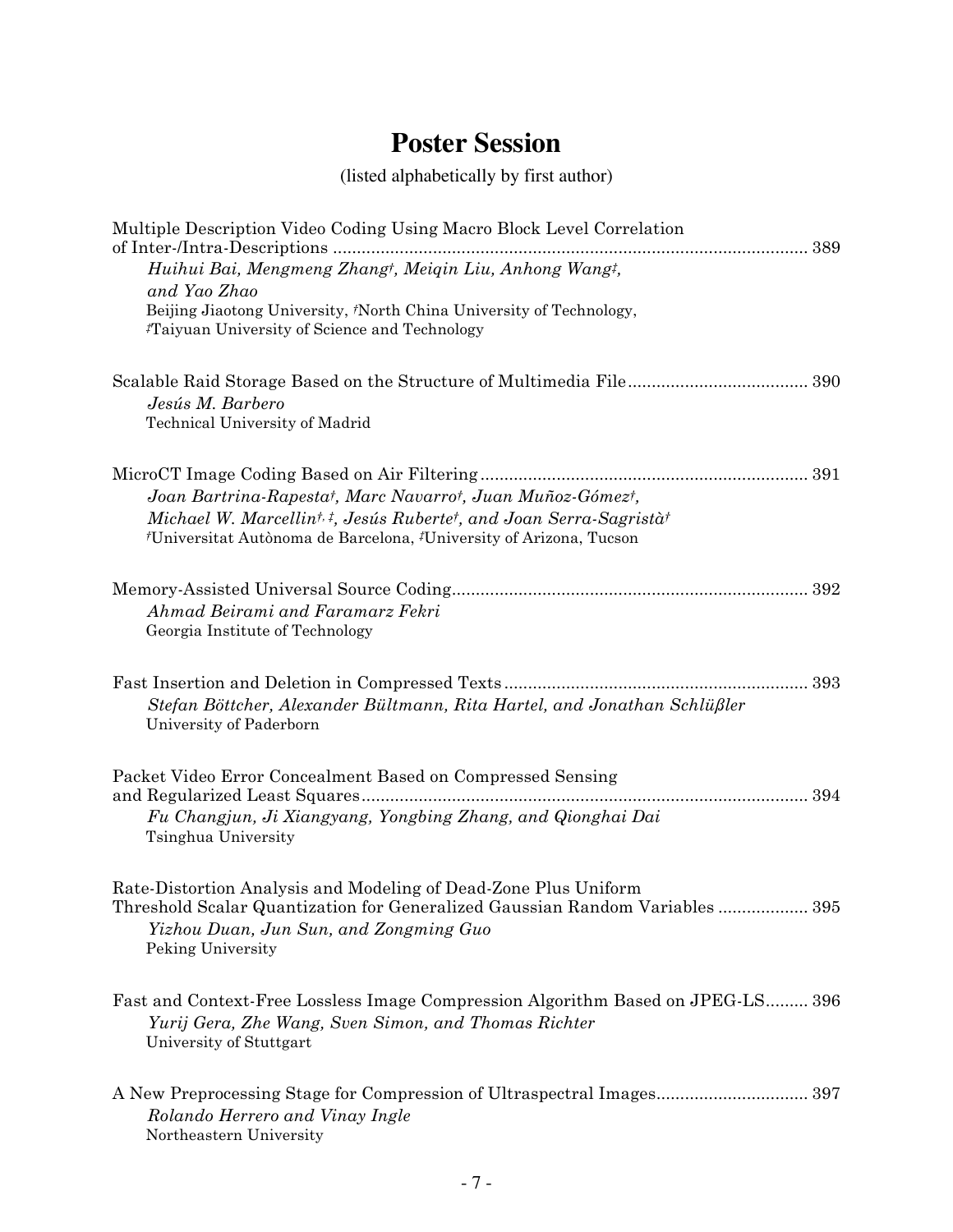# Poster Session

(listed alphabetically by first author)

Multiple Description Video Coding Using Macro Block Level Correlation of Inter-/Intra-Descriptions ..................................................................................................... 389
*Huihui Bai, Mengmeng Zhang†, Meiqin Liu, Anhong Wang‡, and Yao Zhao*
Beijing Jiaotong University, †North China University of Technology, ‡Taiyuan University of Science and Technology

Scalable Raid Storage Based on the Structure of Multimedia File...................................... 390
*Jesús M. Barbero*
Technical University of Madrid

MicroCT Image Coding Based on Air Filtering..................................................................... 391
*Joan Bartrina-Rapesta†, Marc Navarro†, Juan Muñoz-Gómez†, Michael W. Marcellin†, ‡, Jesús Ruberte†, and Joan Serra-Sagristà†*
†Universitat Autònoma de Barcelona, ‡University of Arizona, Tucson

Memory-Assisted Universal Source Coding.......................................................................... 392
*Ahmad Beirami and Faramarz Fekri*
Georgia Institute of Technology

Fast Insertion and Deletion in Compressed Texts................................................................ 393
*Stefan Böttcher, Alexander Bültmann, Rita Hartel, and Jonathan Schlüßler*
University of Paderborn

Packet Video Error Concealment Based on Compressed Sensing and Regularized Least Squares.............................................................................................. 394
*Fu Changjun, Ji Xiangyang, Yongbing Zhang, and Qionghai Dai*
Tsinghua University

Rate-Distortion Analysis and Modeling of Dead-Zone Plus Uniform Threshold Scalar Quantization for Generalized Gaussian Random Variables ................... 395
*Yizhou Duan, Jun Sun, and Zongming Guo*
Peking University

Fast and Context-Free Lossless Image Compression Algorithm Based on JPEG-LS......... 396
*Yurij Gera, Zhe Wang, Sven Simon, and Thomas Richter*
University of Stuttgart

A New Preprocessing Stage for Compression of Ultraspectral Images................................ 397
*Rolando Herrero and Vinay Ingle*
Northeastern University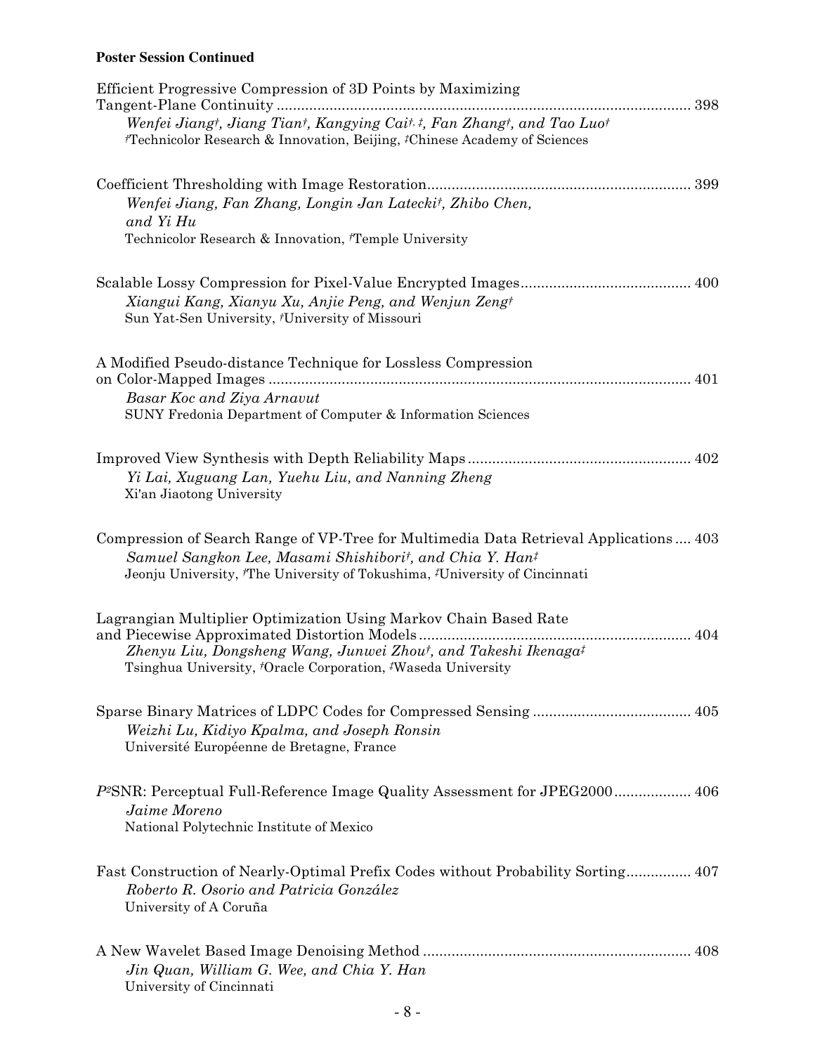**Poster Session Continued**

Efficient Progressive Compression of 3D Points by Maximizing Tangent-Plane Continuity ........................................................................................................ 398
*Wenfei Jiang[†], Jiang Tian[†], Kangying Cai[†, ‡], Fan Zhang[†], and Tao Luo[†]*
[†]Technicolor Research & Innovation, Beijing, [‡]Chinese Academy of Sciences

Coefficient Thresholding with Image Restoration................................................................ 399
*Wenfei Jiang, Fan Zhang, Longin Jan Latecki[†], Zhibo Chen, and Yi Hu*
Technicolor Research & Innovation, [†]Temple University

Scalable Lossy Compression for Pixel-Value Encrypted Images.......................................... 400
*Xiangui Kang, Xianyu Xu, Anjie Peng, and Wenjun Zeng[†]*
Sun Yat-Sen University, [†]University of Missouri

A Modified Pseudo-distance Technique for Lossless Compression on Color-Mapped Images ........................................................................................................ 401
*Basar Koc and Ziya Arnavut*
SUNY Fredonia Department of Computer & Information Sciences

Improved View Synthesis with Depth Reliability Maps ....................................................... 402
*Yi Lai, Xuguang Lan, Yuehu Liu, and Nanning Zheng*
Xi'an Jiaotong University

Compression of Search Range of VP-Tree for Multimedia Data Retrieval Applications .... 403
*Samuel Sangkon Lee, Masami Shishibori[†], and Chia Y. Han[‡]*
Jeonju University, [†]The University of Tokushima, [‡]University of Cincinnati

Lagrangian Multiplier Optimization Using Markov Chain Based Rate and Piecewise Approximated Distortion Models .................................................................. 404
*Zhenyu Liu, Dongsheng Wang, Junwei Zhou[†], and Takeshi Ikenaga[‡]*
Tsinghua University, [†]Oracle Corporation, [‡]Waseda University

Sparse Binary Matrices of LDPC Codes for Compressed Sensing ....................................... 405
*Weizhi Lu, Kidiyo Kpalma, and Joseph Ronsin*
Université Européenne de Bretagne, France

*P*[2]SNR: Perceptual Full-Reference Image Quality Assessment for JPEG2000................... 406
*Jaime Moreno*
National Polytechnic Institute of Mexico

Fast Construction of Nearly-Optimal Prefix Codes without Probability Sorting................ 407
*Roberto R. Osorio and Patricia González*
University of A Coruña

A New Wavelet Based Image Denoising Method ................................................................. 408
*Jin Quan, William G. Wee, and Chia Y. Han*
University of Cincinnati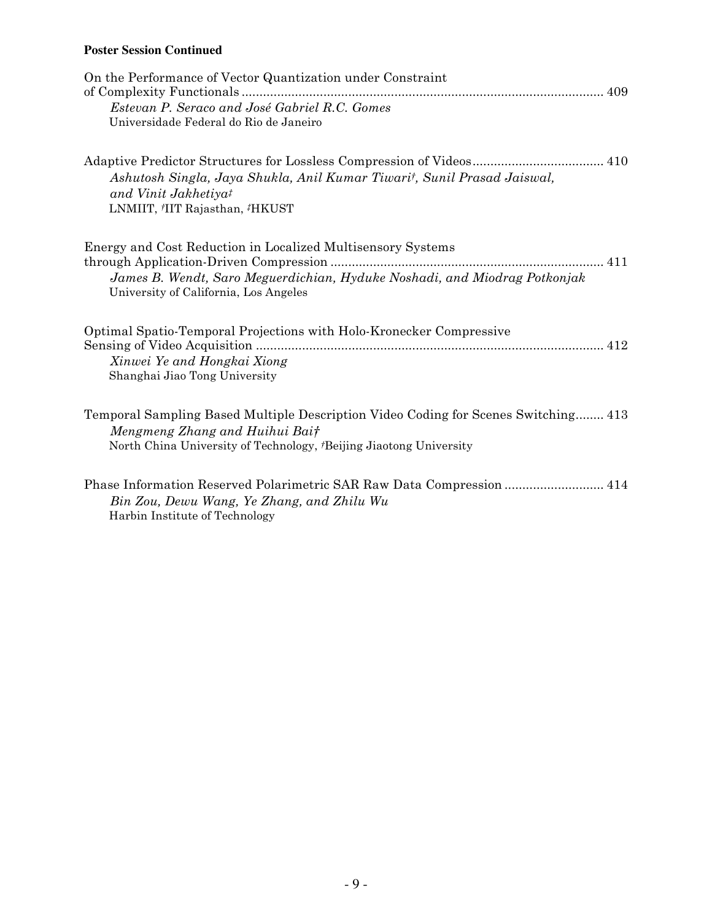**Poster Session Continued**

On the Performance of Vector Quantization under Constraint of Complexity Functionals ........ 409
*Estevan P. Seraco and José Gabriel R.C. Gomes*
Universidade Federal do Rio de Janeiro

Adaptive Predictor Structures for Lossless Compression of Videos ........ 410
*Ashutosh Singla, Jaya Shukla, Anil Kumar Tiwari†, Sunil Prasad Jaiswal, and Vinit Jakhetiya‡*
LNMIIT, †IIT Rajasthan, ‡HKUST

Energy and Cost Reduction in Localized Multisensory Systems through Application-Driven Compression ........ 411
*James B. Wendt, Saro Meguerdichian, Hyduke Noshadi, and Miodrag Potkonjak*
University of California, Los Angeles

Optimal Spatio-Temporal Projections with Holo-Kronecker Compressive Sensing of Video Acquisition ........ 412
*Xinwei Ye and Hongkai Xiong*
Shanghai Jiao Tong University

Temporal Sampling Based Multiple Description Video Coding for Scenes Switching........ 413
*Mengmeng Zhang and Huihui Bai†*
North China University of Technology, †Beijing Jiaotong University

Phase Information Reserved Polarimetric SAR Raw Data Compression ........ 414
*Bin Zou, Dewu Wang, Ye Zhang, and Zhilu Wu*
Harbin Institute of Technology